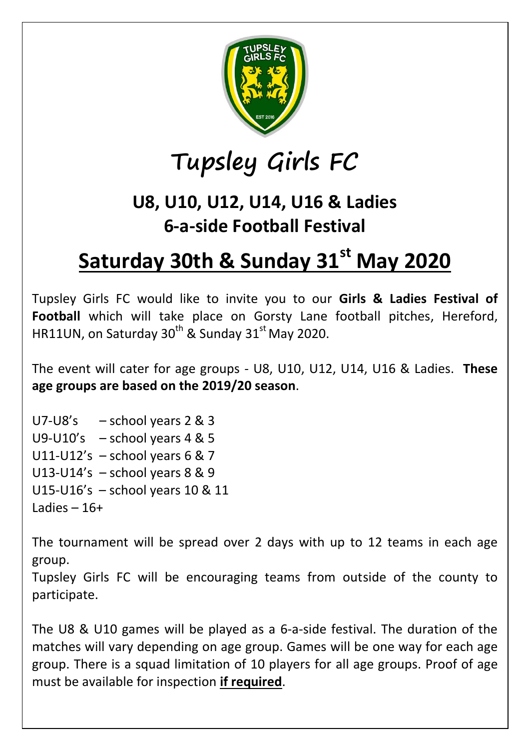# Tupsley Girls FC

## U8, U10, U12, U14, U16 & Ladies 6-a-side Football Festival

## Saturday 30th & Sunday 31st May 2020

Tupsley Girls FC would like to invite you to our **Girls & Ladies Festival of Football** which will take place on Gorsty Lane football pitches, Hereford, HR11UN, on Saturday 30th & Sunday 31st May 2020.

The event will cater for age groups - U8, U10, U12, U14, U16 & Ladies. **These age groups are based on the 2019/20 season**.

U7-U8's – school years 2 & 3
U9-U10's – school years 4 & 5
U11-U12's – school years 6 & 7
U13-U14's – school years 8 & 9
U15-U16's – school years 10 & 11
Ladies – 16+

The tournament will be spread over 2 days with up to 12 teams in each age group.
Tupsley Girls FC will be encouraging teams from outside of the county to participate.

The U8 & U10 games will be played as a 6-a-side festival. The duration of the matches will vary depending on age group. Games will be one way for each age group. There is a squad limitation of 10 players for all age groups. Proof of age must be available for inspection **if required**.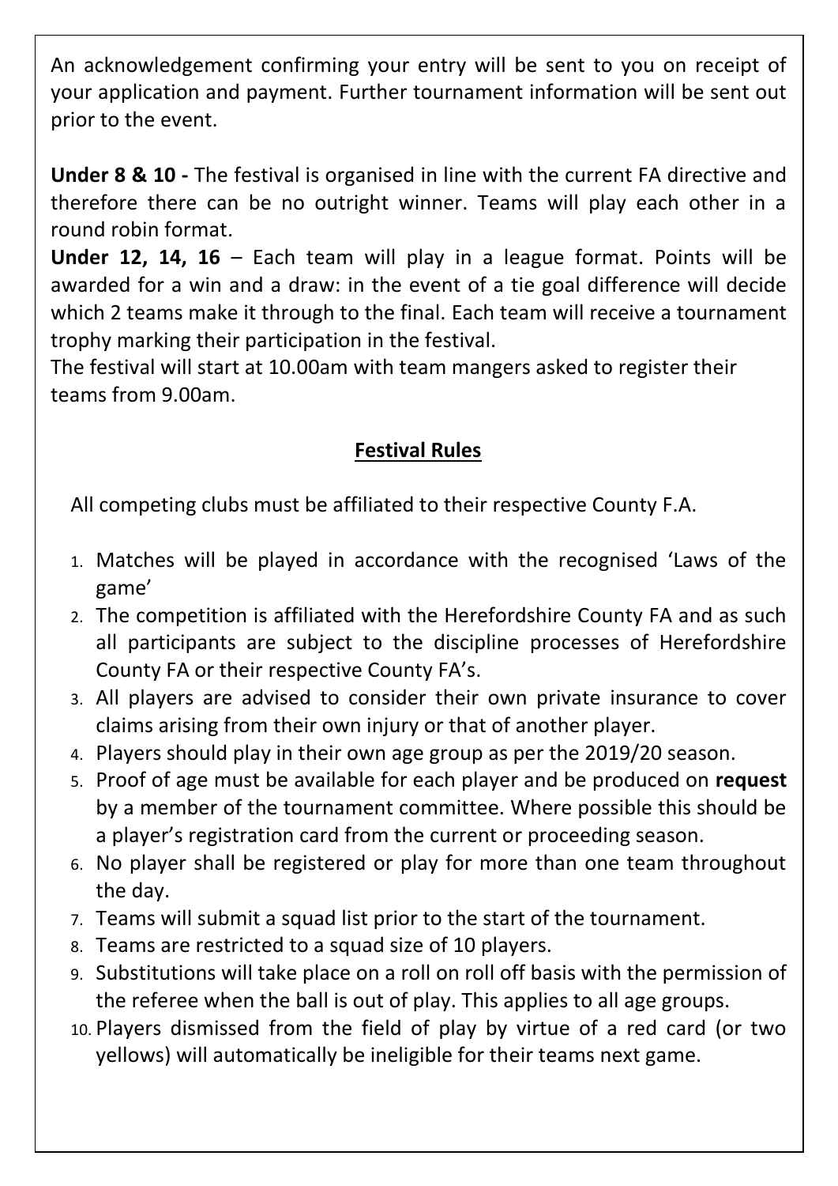An acknowledgement confirming your entry will be sent to you on receipt of your application and payment. Further tournament information will be sent out prior to the event.

**Under 8 & 10 -** The festival is organised in line with the current FA directive and therefore there can be no outright winner. Teams will play each other in a round robin format.

**Under 12, 14, 16** – Each team will play in a league format. Points will be awarded for a win and a draw: in the event of a tie goal difference will decide which 2 teams make it through to the final. Each team will receive a tournament trophy marking their participation in the festival.

The festival will start at 10.00am with team mangers asked to register their teams from 9.00am.

## Festival Rules

All competing clubs must be affiliated to their respective County F.A.

1. Matches will be played in accordance with the recognised 'Laws of the game'
2. The competition is affiliated with the Herefordshire County FA and as such all participants are subject to the discipline processes of Herefordshire County FA or their respective County FA's.
3. All players are advised to consider their own private insurance to cover claims arising from their own injury or that of another player.
4. Players should play in their own age group as per the 2019/20 season.
5. Proof of age must be available for each player and be produced on **request** by a member of the tournament committee. Where possible this should be a player's registration card from the current or proceeding season.
6. No player shall be registered or play for more than one team throughout the day.
7. Teams will submit a squad list prior to the start of the tournament.
8. Teams are restricted to a squad size of 10 players.
9. Substitutions will take place on a roll on roll off basis with the permission of the referee when the ball is out of play. This applies to all age groups.
10. Players dismissed from the field of play by virtue of a red card (or two yellows) will automatically be ineligible for their teams next game.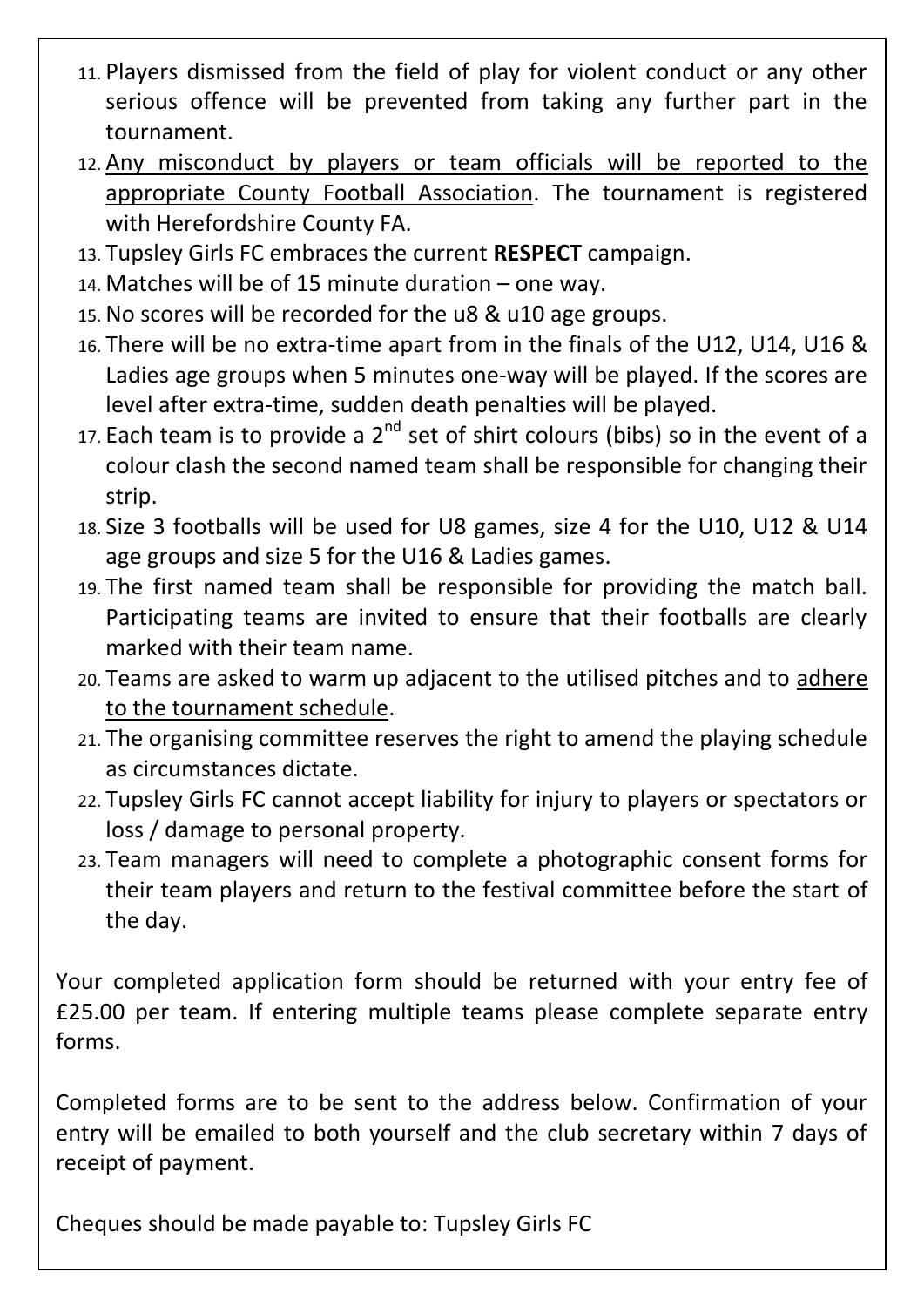11. Players dismissed from the field of play for violent conduct or any other serious offence will be prevented from taking any further part in the tournament.
12. <u>Any misconduct by players or team officials will be reported to the appropriate County Football Association</u>. The tournament is registered with Herefordshire County FA.
13. Tupsley Girls FC embraces the current **RESPECT** campaign.
14. Matches will be of 15 minute duration – one way.
15. No scores will be recorded for the u8 & u10 age groups.
16. There will be no extra-time apart from in the finals of the U12, U14, U16 & Ladies age groups when 5 minutes one-way will be played. If the scores are level after extra-time, sudden death penalties will be played.
17. Each team is to provide a 2nd set of shirt colours (bibs) so in the event of a colour clash the second named team shall be responsible for changing their strip.
18. Size 3 footballs will be used for U8 games, size 4 for the U10, U12 & U14 age groups and size 5 for the U16 & Ladies games.
19. The first named team shall be responsible for providing the match ball. Participating teams are invited to ensure that their footballs are clearly marked with their team name.
20. Teams are asked to warm up adjacent to the utilised pitches and to <u>adhere to the tournament schedule</u>.
21. The organising committee reserves the right to amend the playing schedule as circumstances dictate.
22. Tupsley Girls FC cannot accept liability for injury to players or spectators or loss / damage to personal property.
23. Team managers will need to complete a photographic consent forms for their team players and return to the festival committee before the start of the day.

Your completed application form should be returned with your entry fee of £25.00 per team. If entering multiple teams please complete separate entry forms.

Completed forms are to be sent to the address below. Confirmation of your entry will be emailed to both yourself and the club secretary within 7 days of receipt of payment.

Cheques should be made payable to: Tupsley Girls FC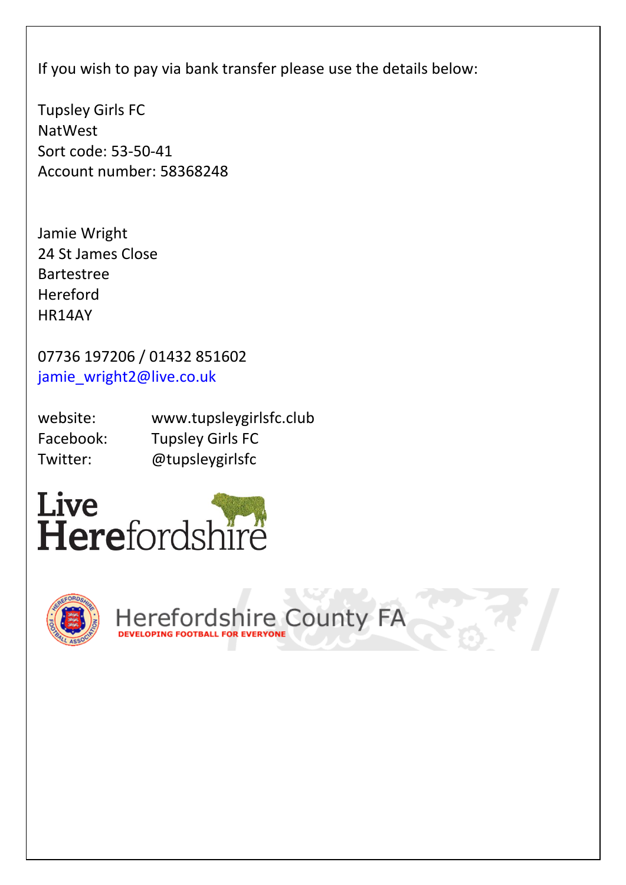If you wish to pay via bank transfer please use the details below:

Tupsley Girls FC
NatWest
Sort code: 53-50-41
Account number: 58368248

Jamie Wright
24 St James Close
Bartestree
Hereford
HR14AY

07736 197206 / 01432 851602
jamie_wright2@live.co.uk

| | |
|---|---|
| website: | www.tupsleygirlsfc.club |
| Facebook: | Tupsley Girls FC |
| Twitter: | @tupsleygirlsfc |

Live Herefordshire

Herefordshire County FA
DEVELOPING FOOTBALL FOR EVERYONE